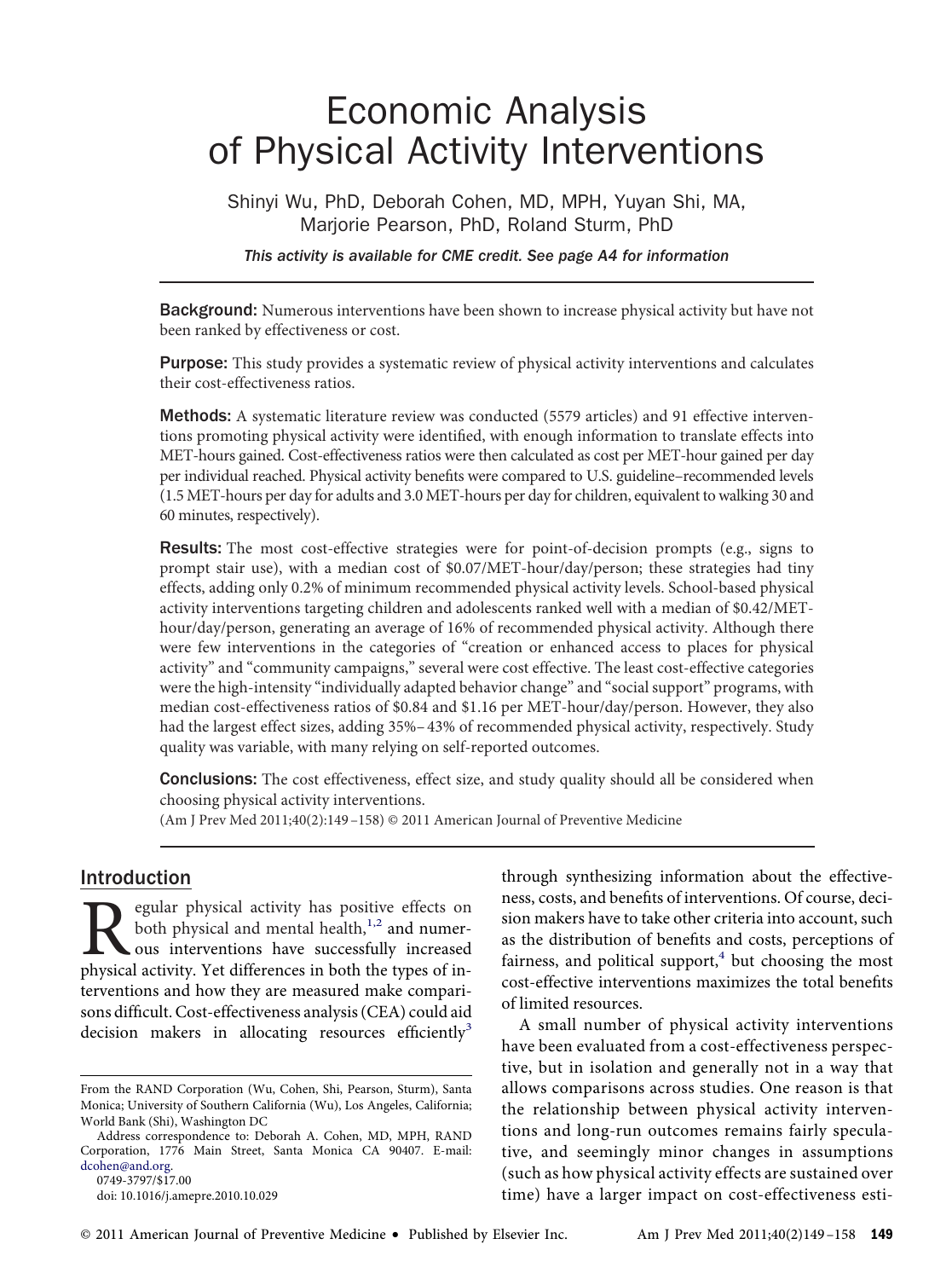# Economic Analysis of Physical Activity Interventions

Shinyi Wu, PhD, Deborah Cohen, MD, MPH, Yuyan Shi, MA, Marjorie Pearson, PhD, Roland Sturm, PhD

*This activity is available for CME credit. See page A4 for information*

**Background:** Numerous interventions have been shown to increase physical activity but have not been ranked by effectiveness or cost.

**Purpose:** This study provides a systematic review of physical activity interventions and calculates their cost-effectiveness ratios.

**Methods:** A systematic literature review was conducted (5579 articles) and 91 effective interventions promoting physical activity were identified, with enough information to translate effects into MET-hours gained. Cost-effectiveness ratios were then calculated as cost per MET-hour gained per day per individual reached. Physical activity benefits were compared to U.S. guideline–recommended levels (1.5 MET-hours per day for adults and 3.0 MET-hours per day for children, equivalent to walking 30 and 60 minutes, respectively).

**Results:** The most cost-effective strategies were for point-of-decision prompts (e.g., signs to prompt stair use), with a median cost of \$0.07/MET-hour/day/person; these strategies had tiny effects, adding only 0.2% of minimum recommended physical activity levels. School-based physical activity interventions targeting children and adolescents ranked well with a median of \$0.42/MET-hour/day/person, generating an average of 16% of recommended physical activity. Although there were few interventions in the categories of "creation or enhanced access to places for physical activity" and "community campaigns," several were cost effective. The least cost-effective categories were the high-intensity "individually adapted behavior change" and "social support" programs, with median cost-effectiveness ratios of \$0.84 and \$1.16 per MET-hour/day/person. However, they also had the largest effect sizes, adding 35%–43% of recommended physical activity, respectively. Study quality was variable, with many relying on self-reported outcomes.

**Conclusions:** The cost effectiveness, effect size, and study quality should all be considered when choosing physical activity interventions.

(Am J Prev Med 2011;40(2):149–158) © 2011 American Journal of Preventive Medicine

## Introduction

Regular physical activity has positive effects on both physical and mental health,[1,2] and numerous interventions have successfully increased physical activity. Yet differences in both the types of interventions and how they are measured make comparisons difficult. Cost-effectiveness analysis (CEA) could aid decision makers in allocating resources efficiently[3] through synthesizing information about the effectiveness, costs, and benefits of interventions. Of course, decision makers have to take other criteria into account, such as the distribution of benefits and costs, perceptions of fairness, and political support,[4] but choosing the most cost-effective interventions maximizes the total benefits of limited resources.

A small number of physical activity interventions have been evaluated from a cost-effectiveness perspective, but in isolation and generally not in a way that allows comparisons across studies. One reason is that the relationship between physical activity interventions and long-run outcomes remains fairly speculative, and seemingly minor changes in assumptions (such as how physical activity effects are sustained over time) have a larger impact on cost-effectiveness esti-

From the RAND Corporation (Wu, Cohen, Shi, Pearson, Sturm), Santa Monica; University of Southern California (Wu), Los Angeles, California; World Bank (Shi), Washington DC

Address correspondence to: Deborah A. Cohen, MD, MPH, RAND Corporation, 1776 Main Street, Santa Monica CA 90407. E-mail: dcohen@and.org.

0749-3797/\$17.00

doi: 10.1016/j.amepre.2010.10.029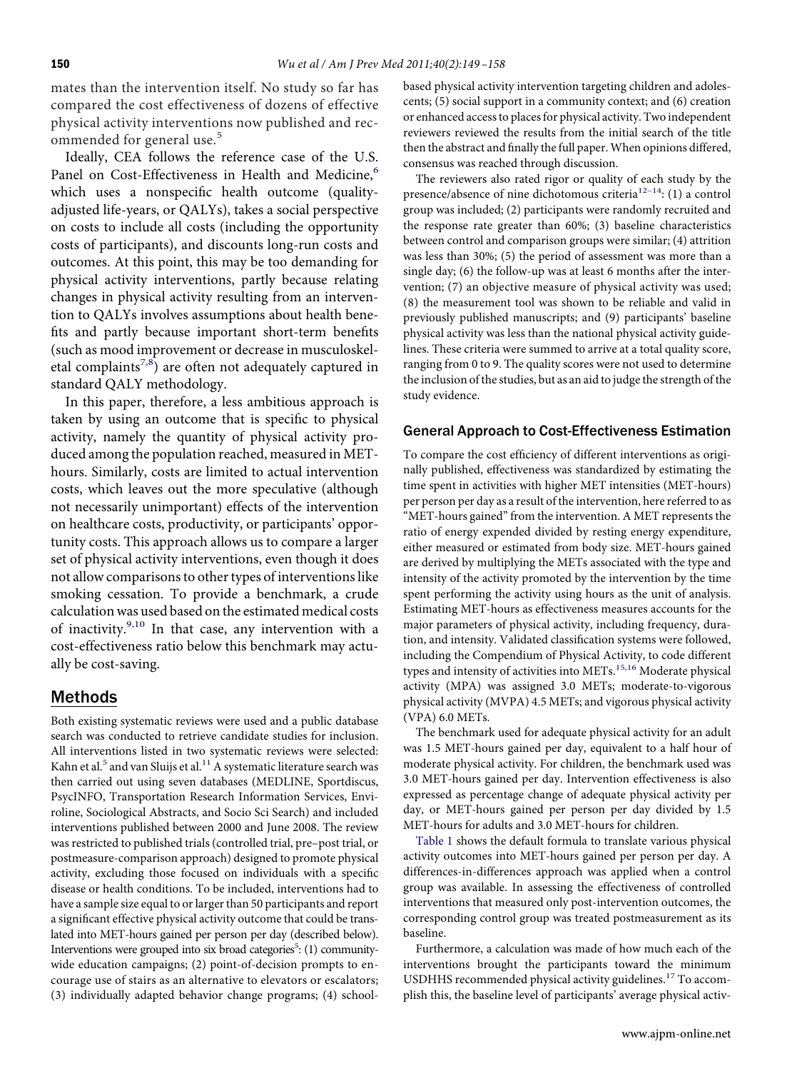mates than the intervention itself. No study so far has compared the cost effectiveness of dozens of effective physical activity interventions now published and recommended for general use.[5]

Ideally, CEA follows the reference case of the U.S. Panel on Cost-Effectiveness in Health and Medicine,[6] which uses a nonspecific health outcome (quality-adjusted life-years, or QALYs), takes a social perspective on costs to include all costs (including the opportunity costs of participants), and discounts long-run costs and outcomes. At this point, this may be too demanding for physical activity interventions, partly because relating changes in physical activity resulting from an intervention to QALYs involves assumptions about health benefits and partly because important short-term benefits (such as mood improvement or decrease in musculoskeletal complaints[7,8]) are often not adequately captured in standard QALY methodology.

In this paper, therefore, a less ambitious approach is taken by using an outcome that is specific to physical activity, namely the quantity of physical activity produced among the population reached, measured in MET-hours. Similarly, costs are limited to actual intervention costs, which leaves out the more speculative (although not necessarily unimportant) effects of the intervention on healthcare costs, productivity, or participants' opportunity costs. This approach allows us to compare a larger set of physical activity interventions, even though it does not allow comparisons to other types of interventions like smoking cessation. To provide a benchmark, a crude calculation was used based on the estimated medical costs of inactivity.[9,10] In that case, any intervention with a cost-effectiveness ratio below this benchmark may actually be cost-saving.

## Methods

Both existing systematic reviews were used and a public database search was conducted to retrieve candidate studies for inclusion. All interventions listed in two systematic reviews were selected: Kahn et al.[5] and van Sluijs et al.[11] A systematic literature search was then carried out using seven databases (MEDLINE, Sportdiscus, PsycINFO, Transportation Research Information Services, Enviroline, Sociological Abstracts, and Socio Sci Search) and included interventions published between 2000 and June 2008. The review was restricted to published trials (controlled trial, pre–post trial, or postmeasure-comparison approach) designed to promote physical activity, excluding those focused on individuals with a specific disease or health conditions. To be included, interventions had to have a sample size equal to or larger than 50 participants and report a significant effective physical activity outcome that could be translated into MET-hours gained per person per day (described below). Interventions were grouped into six broad categories[5]: (1) community-wide education campaigns; (2) point-of-decision prompts to encourage use of stairs as an alternative to elevators or escalators; (3) individually adapted behavior change programs; (4) school-based physical activity intervention targeting children and adolescents; (5) social support in a community context; and (6) creation or enhanced access to places for physical activity. Two independent reviewers reviewed the results from the initial search of the title then the abstract and finally the full paper. When opinions differed, consensus was reached through discussion.

The reviewers also rated rigor or quality of each study by the presence/absence of nine dichotomous criteria[12–14]: (1) a control group was included; (2) participants were randomly recruited and the response rate greater than 60%; (3) baseline characteristics between control and comparison groups were similar; (4) attrition was less than 30%; (5) the period of assessment was more than a single day; (6) the follow-up was at least 6 months after the intervention; (7) an objective measure of physical activity was used; (8) the measurement tool was shown to be reliable and valid in previously published manuscripts; and (9) participants' baseline physical activity was less than the national physical activity guidelines. These criteria were summed to arrive at a total quality score, ranging from 0 to 9. The quality scores were not used to determine the inclusion of the studies, but as an aid to judge the strength of the study evidence.

### General Approach to Cost-Effectiveness Estimation

To compare the cost efficiency of different interventions as originally published, effectiveness was standardized by estimating the time spent in activities with higher MET intensities (MET-hours) per person per day as a result of the intervention, here referred to as "MET-hours gained" from the intervention. A MET represents the ratio of energy expended divided by resting energy expenditure, either measured or estimated from body size. MET-hours gained are derived by multiplying the METs associated with the type and intensity of the activity promoted by the intervention by the time spent performing the activity using hours as the unit of analysis. Estimating MET-hours as effectiveness measures accounts for the major parameters of physical activity, including frequency, duration, and intensity. Validated classification systems were followed, including the Compendium of Physical Activity, to code different types and intensity of activities into METs.[15,16] Moderate physical activity (MPA) was assigned 3.0 METs; moderate-to-vigorous physical activity (MVPA) 4.5 METs; and vigorous physical activity (VPA) 6.0 METs.

The benchmark used for adequate physical activity for an adult was 1.5 MET-hours gained per day, equivalent to a half hour of moderate physical activity. For children, the benchmark used was 3.0 MET-hours gained per day. Intervention effectiveness is also expressed as percentage change of adequate physical activity per day, or MET-hours gained per person per day divided by 1.5 MET-hours for adults and 3.0 MET-hours for children.

Table 1 shows the default formula to translate various physical activity outcomes into MET-hours gained per person per day. A differences-in-differences approach was applied when a control group was available. In assessing the effectiveness of controlled interventions that measured only post-intervention outcomes, the corresponding control group was treated postmeasurement as its baseline.

Furthermore, a calculation was made of how much each of the interventions brought the participants toward the minimum USDHHS recommended physical activity guidelines.[17] To accomplish this, the baseline level of participants' average physical activ-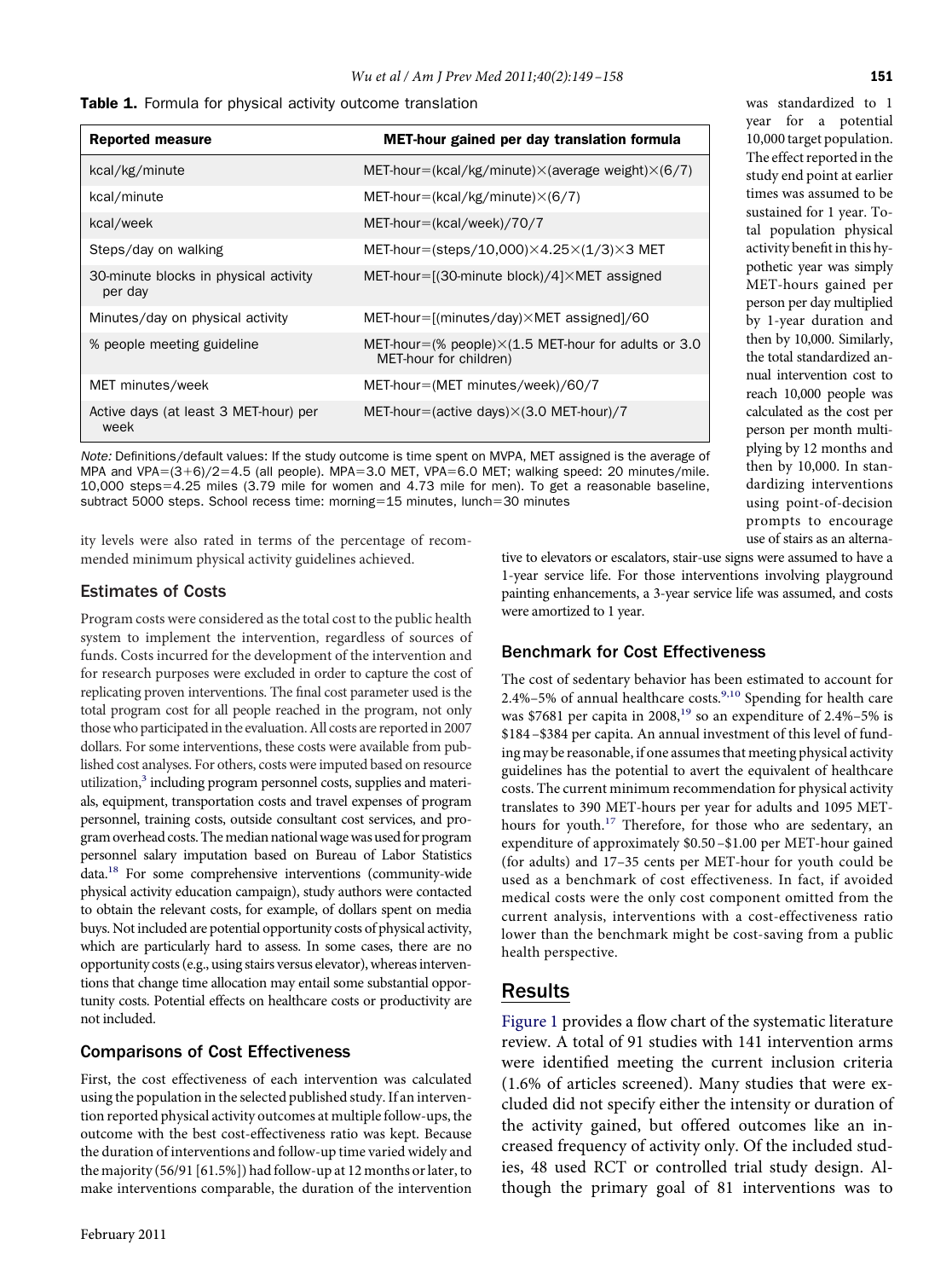**Table 1.** Formula for physical activity outcome translation

| Reported measure | MET-hour gained per day translation formula |
|---|---|
| kcal/kg/minute | MET-hour=(kcal/kg/minute)×(average weight)×(6/7) |
| kcal/minute | MET-hour=(kcal/kg/minute)×(6/7) |
| kcal/week | MET-hour=(kcal/week)/70/7 |
| Steps/day on walking | MET-hour=(steps/10,000)×4.25×(1/3)×3 MET |
| 30-minute blocks in physical activity per day | MET-hour=[(30-minute block)/4]×MET assigned |
| Minutes/day on physical activity | MET-hour=[(minutes/day)×MET assigned]/60 |
| % people meeting guideline | MET-hour=(% people)×(1.5 MET-hour for adults or 3.0 MET-hour for children) |
| MET minutes/week | MET-hour=(MET minutes/week)/60/7 |
| Active days (at least 3 MET-hour) per week | MET-hour=(active days)×(3.0 MET-hour)/7 |

*Note:* Definitions/default values: If the study outcome is time spent on MVPA, MET assigned is the average of MPA and VPA=(3+6)/2=4.5 (all people). MPA=3.0 MET, VPA=6.0 MET; walking speed: 20 minutes/mile. 10,000 steps=4.25 miles (3.79 mile for women and 4.73 mile for men). To get a reasonable baseline, subtract 5000 steps. School recess time: morning=15 minutes, lunch=30 minutes

ity levels were also rated in terms of the percentage of recommended minimum physical activity guidelines achieved.

## Estimates of Costs

Program costs were considered as the total cost to the public health system to implement the intervention, regardless of sources of funds. Costs incurred for the development of the intervention and for research purposes were excluded in order to capture the cost of replicating proven interventions. The final cost parameter used is the total program cost for all people reached in the program, not only those who participated in the evaluation. All costs are reported in 2007 dollars. For some interventions, these costs were available from published cost analyses. For others, costs were imputed based on resource utilization,[3] including program personnel costs, supplies and materials, equipment, transportation costs and travel expenses of program personnel, training costs, outside consultant cost services, and program overhead costs. The median national wage was used for program personnel salary imputation based on Bureau of Labor Statistics data.[18] For some comprehensive interventions (community-wide physical activity education campaign), study authors were contacted to obtain the relevant costs, for example, of dollars spent on media buys. Not included are potential opportunity costs of physical activity, which are particularly hard to assess. In some cases, there are no opportunity costs (e.g., using stairs versus elevator), whereas interventions that change time allocation may entail some substantial opportunity costs. Potential effects on healthcare costs or productivity are not included.

## Comparisons of Cost Effectiveness

First, the cost effectiveness of each intervention was calculated using the population in the selected published study. If an intervention reported physical activity outcomes at multiple follow-ups, the outcome with the best cost-effectiveness ratio was kept. Because the duration of interventions and follow-up time varied widely and the majority (56/91 [61.5%]) had follow-up at 12 months or later, to make interventions comparable, the duration of the intervention was standardized to 1 year for a potential 10,000 target population. The effect reported in the study end point at earlier times was assumed to be sustained for 1 year. Total population physical activity benefit in this hypothetic year was simply MET-hours gained per person per day multiplied by 1-year duration and then by 10,000. Similarly, the total standardized annual intervention cost to reach 10,000 people was calculated as the cost per person per month multiplying by 12 months and then by 10,000. In standardizing interventions using point-of-decision prompts to encourage use of stairs as an alternative to elevators or escalators, stair-use signs were assumed to have a 1-year service life. For those interventions involving playground painting enhancements, a 3-year service life was assumed, and costs were amortized to 1 year.

## Benchmark for Cost Effectiveness

The cost of sedentary behavior has been estimated to account for 2.4%–5% of annual healthcare costs.[9,10] Spending for health care was $7681 per capita in 2008,[19] so an expenditure of 2.4%–5% is $184–$384 per capita. An annual investment of this level of funding may be reasonable, if one assumes that meeting physical activity guidelines has the potential to avert the equivalent of healthcare costs. The current minimum recommendation for physical activity translates to 390 MET-hours per year for adults and 1095 MET-hours for youth.[17] Therefore, for those who are sedentary, an expenditure of approximately $0.50–$1.00 per MET-hour gained (for adults) and 17–35 cents per MET-hour for youth could be used as a benchmark of cost effectiveness. In fact, if avoided medical costs were the only cost component omitted from the current analysis, interventions with a cost-effectiveness ratio lower than the benchmark might be cost-saving from a public health perspective.

# Results

Figure 1 provides a flow chart of the systematic literature review. A total of 91 studies with 141 intervention arms were identified meeting the current inclusion criteria (1.6% of articles screened). Many studies that were excluded did not specify either the intensity or duration of the activity gained, but offered outcomes like an increased frequency of activity only. Of the included studies, 48 used RCT or controlled trial study design. Although the primary goal of 81 interventions was to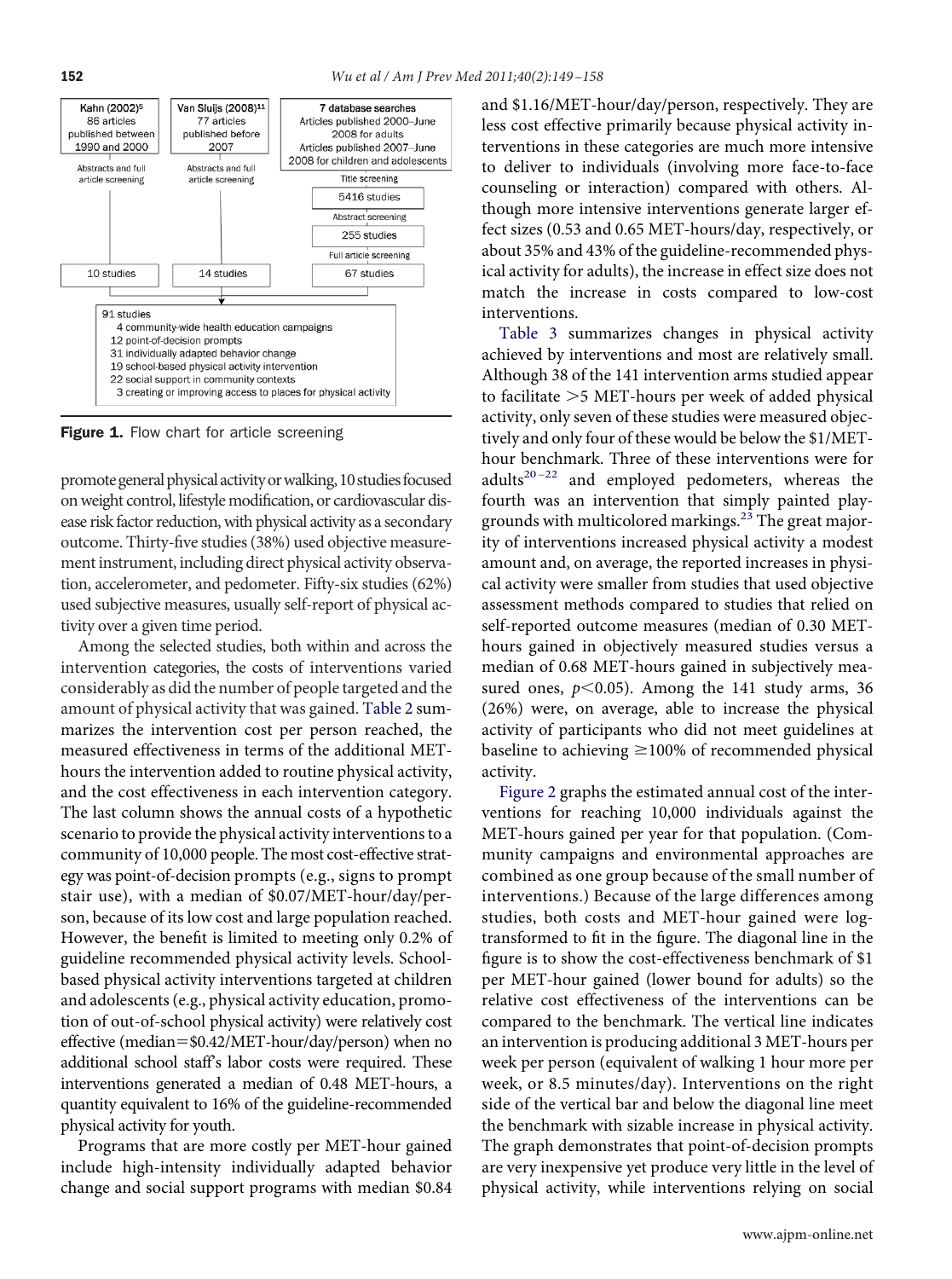Kahn (2002)[5]
86 articles published between 1990 and 2000
Abstracts and full article screening
10 studies

Van Sluijs (2008)[11]
77 articles published before 2007
Abstracts and full article screening
14 studies

7 database searches
Articles published 2000–June 2008 for adults
Articles published 2007–June 2008 for children and adolescents
Title screening
5416 studies
Abstract screening
255 studies
Full article screening
67 studies

91 studies
- 4 community-wide health education campaigns
- 12 point-of-decision prompts
- 31 individually adapted behavior change
- 19 school-based physical activity intervention
- 22 social support in community contexts
- 3 creating or improving access to places for physical activity

**Figure 1.** Flow chart for article screening

promote general physical activity or walking, 10 studies focused on weight control, lifestyle modification, or cardiovascular disease risk factor reduction, with physical activity as a secondary outcome. Thirty-five studies (38%) used objective measurement instrument, including direct physical activity observation, accelerometer, and pedometer. Fifty-six studies (62%) used subjective measures, usually self-report of physical activity over a given time period.

Among the selected studies, both within and across the intervention categories, the costs of interventions varied considerably as did the number of people targeted and the amount of physical activity that was gained. Table 2 summarizes the intervention cost per person reached, the measured effectiveness in terms of the additional MET-hours the intervention added to routine physical activity, and the cost effectiveness in each intervention category. The last column shows the annual costs of a hypothetic scenario to provide the physical activity interventions to a community of 10,000 people. The most cost-effective strategy was point-of-decision prompts (e.g., signs to prompt stair use), with a median of \$0.07/MET-hour/day/person, because of its low cost and large population reached. However, the benefit is limited to meeting only 0.2% of guideline recommended physical activity levels. School-based physical activity interventions targeted at children and adolescents (e.g., physical activity education, promotion of out-of-school physical activity) were relatively cost effective (median=\$0.42/MET-hour/day/person) when no additional school staff's labor costs were required. These interventions generated a median of 0.48 MET-hours, a quantity equivalent to 16% of the guideline-recommended physical activity for youth.

Programs that are more costly per MET-hour gained include high-intensity individually adapted behavior change and social support programs with median \$0.84 and \$1.16/MET-hour/day/person, respectively. They are less cost effective primarily because physical activity interventions in these categories are much more intensive to deliver to individuals (involving more face-to-face counseling or interaction) compared with others. Although more intensive interventions generate larger effect sizes (0.53 and 0.65 MET-hours/day, respectively, or about 35% and 43% of the guideline-recommended physical activity for adults), the increase in effect size does not match the increase in costs compared to low-cost interventions.

Table 3 summarizes changes in physical activity achieved by interventions and most are relatively small. Although 38 of the 141 intervention arms studied appear to facilitate >5 MET-hours per week of added physical activity, only seven of these studies were measured objectively and only four of these would be below the \$1/MET-hour benchmark. Three of these interventions were for adults[20–22] and employed pedometers, whereas the fourth was an intervention that simply painted playgrounds with multicolored markings.[23] The great majority of interventions increased physical activity a modest amount and, on average, the reported increases in physical activity were smaller from studies that used objective assessment methods compared to studies that relied on self-reported outcome measures (median of 0.30 MET-hours gained in objectively measured studies versus a median of 0.68 MET-hours gained in subjectively measured ones, $p<0.05$). Among the 141 study arms, 36 (26%) were, on average, able to increase the physical activity of participants who did not meet guidelines at baseline to achieving ≥100% of recommended physical activity.

Figure 2 graphs the estimated annual cost of the interventions for reaching 10,000 individuals against the MET-hours gained per year for that population. (Community campaigns and environmental approaches are combined as one group because of the small number of interventions.) Because of the large differences among studies, both costs and MET-hour gained were log-transformed to fit in the figure. The diagonal line in the figure is to show the cost-effectiveness benchmark of \$1 per MET-hour gained (lower bound for adults) so the relative cost effectiveness of the interventions can be compared to the benchmark. The vertical line indicates an intervention is producing additional 3 MET-hours per week per person (equivalent of walking 1 hour more per week, or 8.5 minutes/day). Interventions on the right side of the vertical bar and below the diagonal line meet the benchmark with sizable increase in physical activity. The graph demonstrates that point-of-decision prompts are very inexpensive yet produce very little in the level of physical activity, while interventions relying on social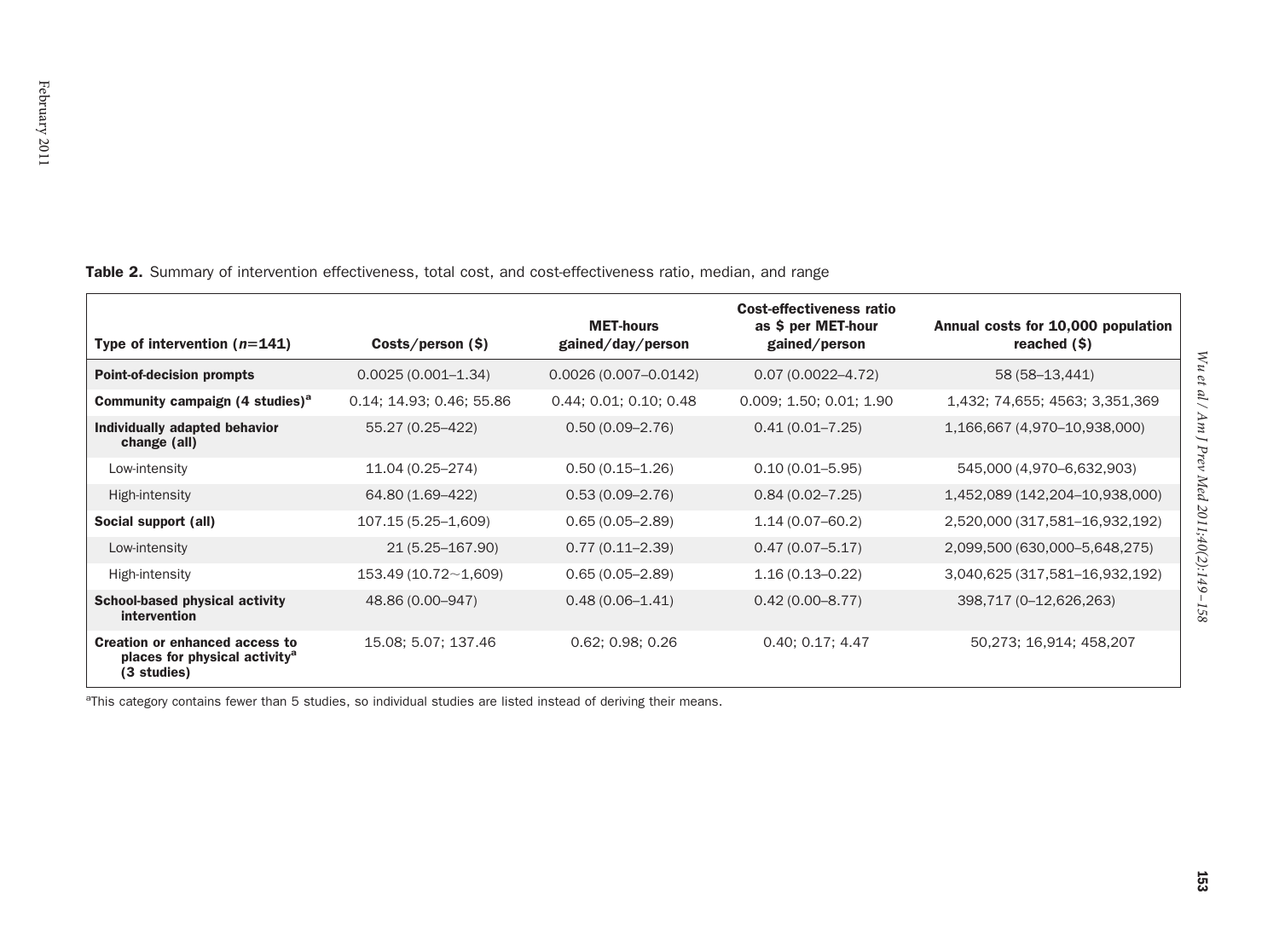**Table 2.** Summary of intervention effectiveness, total cost, and cost-effectiveness ratio, median, and range

| Type of intervention ($n$=141) | Costs/person ($) | MET-hours gained/day/person | Cost-effectiveness ratio as $ per MET-hour gained/person | Annual costs for 10,000 population reached ($) |
|---|---|---|---|---|
| **Point-of-decision prompts** | 0.0025 (0.001–1.34) | 0.0026 (0.007–0.0142) | 0.07 (0.0022–4.72) | 58 (58–13,441) |
| **Community campaign (4 studies)**[a] | 0.14; 14.93; 0.46; 55.86 | 0.44; 0.01; 0.10; 0.48 | 0.009; 1.50; 0.01; 1.90 | 1,432; 74,655; 4563; 3,351,369 |
| **Individually adapted behavior change (all)** | 55.27 (0.25–422) | 0.50 (0.09–2.76) | 0.41 (0.01–7.25) | 1,166,667 (4,970–10,938,000) |
| Low-intensity | 11.04 (0.25–274) | 0.50 (0.15–1.26) | 0.10 (0.01–5.95) | 545,000 (4,970–6,632,903) |
| High-intensity | 64.80 (1.69–422) | 0.53 (0.09–2.76) | 0.84 (0.02–7.25) | 1,452,089 (142,204–10,938,000) |
| **Social support (all)** | 107.15 (5.25–1,609) | 0.65 (0.05–2.89) | 1.14 (0.07–60.2) | 2,520,000 (317,581–16,932,192) |
| Low-intensity | 21 (5.25–167.90) | 0.77 (0.11–2.39) | 0.47 (0.07–5.17) | 2,099,500 (630,000–5,648,275) |
| High-intensity | 153.49 (10.72~1,609) | 0.65 (0.05–2.89) | 1.16 (0.13–0.22) | 3,040,625 (317,581–16,932,192) |
| **School-based physical activity intervention** | 48.86 (0.00–947) | 0.48 (0.06–1.41) | 0.42 (0.00–8.77) | 398,717 (0–12,626,263) |
| **Creation or enhanced access to places for physical activity**[a] **(3 studies)** | 15.08; 5.07; 137.46 | 0.62; 0.98; 0.26 | 0.40; 0.17; 4.47 | 50,273; 16,914; 458,207 |

[a]This category contains fewer than 5 studies, so individual studies are listed instead of deriving their means.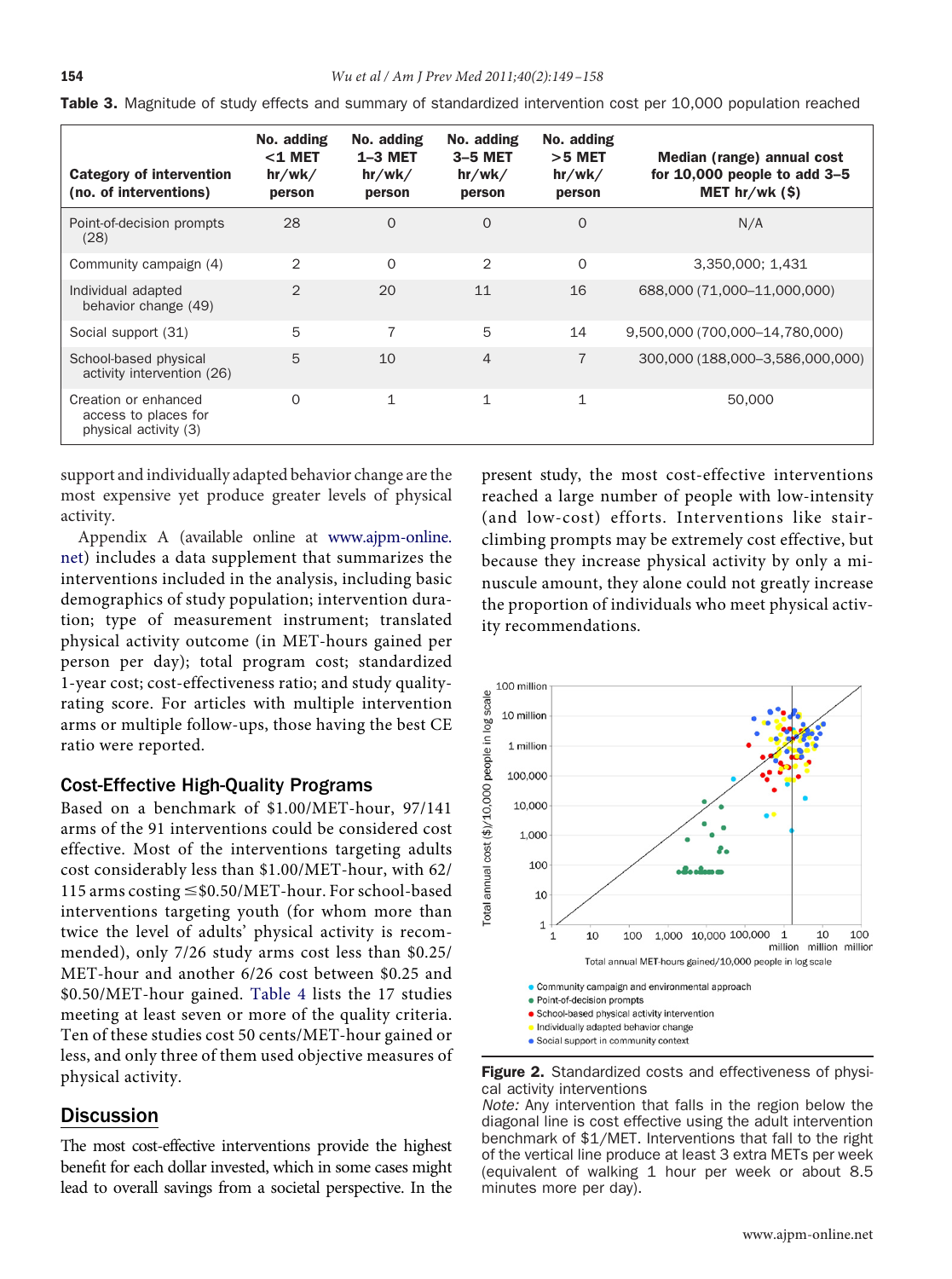**Table 3.** Magnitude of study effects and summary of standardized intervention cost per 10,000 population reached

| Category of intervention (no. of interventions) | No. adding <1 MET hr/wk/person | No. adding 1–3 MET hr/wk/person | No. adding 3–5 MET hr/wk/person | No. adding >5 MET hr/wk/person | Median (range) annual cost for 10,000 people to add 3–5 MET hr/wk ($) |
|---|---|---|---|---|---|
| Point-of-decision prompts (28) | 28 | 0 | 0 | 0 | N/A |
| Community campaign (4) | 2 | 0 | 2 | 0 | 3,350,000; 1,431 |
| Individual adapted behavior change (49) | 2 | 20 | 11 | 16 | 688,000 (71,000–11,000,000) |
| Social support (31) | 5 | 7 | 5 | 14 | 9,500,000 (700,000–14,780,000) |
| School-based physical activity intervention (26) | 5 | 10 | 4 | 7 | 300,000 (188,000–3,586,000,000) |
| Creation or enhanced access to places for physical activity (3) | 0 | 1 | 1 | 1 | 50,000 |

support and individually adapted behavior change are the most expensive yet produce greater levels of physical activity.

Appendix A (available online at www.ajpm-online.net) includes a data supplement that summarizes the interventions included in the analysis, including basic demographics of study population; intervention duration; type of measurement instrument; translated physical activity outcome (in MET-hours gained per person per day); total program cost; standardized 1-year cost; cost-effectiveness ratio; and study quality-rating score. For articles with multiple intervention arms or multiple follow-ups, those having the best CE ratio were reported.

### Cost-Effective High-Quality Programs

Based on a benchmark of $1.00/MET-hour, 97/141 arms of the 91 interventions could be considered cost effective. Most of the interventions targeting adults cost considerably less than $1.00/MET-hour, with 62/115 arms costing ≤$0.50/MET-hour. For school-based interventions targeting youth (for whom more than twice the level of adults' physical activity is recommended), only 7/26 study arms cost less than $0.25/MET-hour and another 6/26 cost between $0.25 and $0.50/MET-hour gained. Table 4 lists the 17 studies meeting at least seven or more of the quality criteria. Ten of these studies cost 50 cents/MET-hour gained or less, and only three of them used objective measures of physical activity.

## Discussion

The most cost-effective interventions provide the highest benefit for each dollar invested, which in some cases might lead to overall savings from a societal perspective. In the present study, the most cost-effective interventions reached a large number of people with low-intensity (and low-cost) efforts. Interventions like stair-climbing prompts may be extremely cost effective, but because they increase physical activity by only a minuscule amount, they alone could not greatly increase the proportion of individuals who meet physical activity recommendations.

**Figure 2.** Standardized costs and effectiveness of physical activity interventions

*Note:* Any intervention that falls in the region below the diagonal line is cost effective using the adult intervention benchmark of $1/MET. Interventions that fall to the right of the vertical line produce at least 3 extra METs per week (equivalent of walking 1 hour per week or about 8.5 minutes more per day).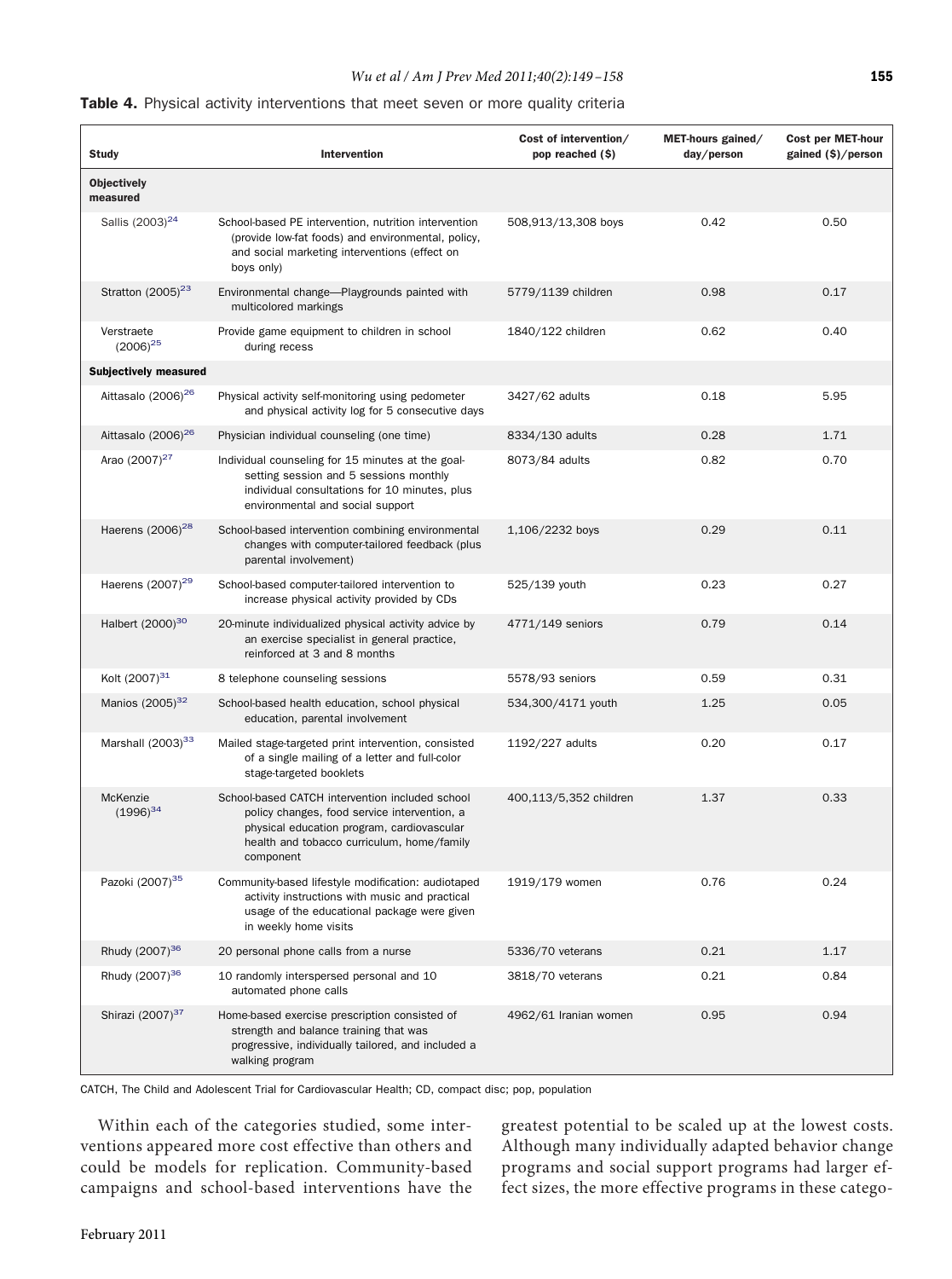**Table 4.** Physical activity interventions that meet seven or more quality criteria

| Study | Intervention | Cost of intervention/ pop reached ($) | MET-hours gained/ day/person | Cost per MET-hour gained ($)/person |
|---|---|---|---|---|
| **Objectively measured** | | | | |
| Sallis (2003)[24] | School-based PE intervention, nutrition intervention (provide low-fat foods) and environmental, policy, and social marketing interventions (effect on boys only) | 508,913/13,308 boys | 0.42 | 0.50 |
| Stratton (2005)[23] | Environmental change—Playgrounds painted with multicolored markings | 5779/1139 children | 0.98 | 0.17 |
| Verstraete (2006)[25] | Provide game equipment to children in school during recess | 1840/122 children | 0.62 | 0.40 |
| **Subjectively measured** | | | | |
| Aittasalo (2006)[26] | Physical activity self-monitoring using pedometer and physical activity log for 5 consecutive days | 3427/62 adults | 0.18 | 5.95 |
| Aittasalo (2006)[26] | Physician individual counseling (one time) | 8334/130 adults | 0.28 | 1.71 |
| Arao (2007)[27] | Individual counseling for 15 minutes at the goal-setting session and 5 sessions monthly individual consultations for 10 minutes, plus environmental and social support | 8073/84 adults | 0.82 | 0.70 |
| Haerens (2006)[28] | School-based intervention combining environmental changes with computer-tailored feedback (plus parental involvement) | 1,106/2232 boys | 0.29 | 0.11 |
| Haerens (2007)[29] | School-based computer-tailored intervention to increase physical activity provided by CDs | 525/139 youth | 0.23 | 0.27 |
| Halbert (2000)[30] | 20-minute individualized physical activity advice by an exercise specialist in general practice, reinforced at 3 and 8 months | 4771/149 seniors | 0.79 | 0.14 |
| Kolt (2007)[31] | 8 telephone counseling sessions | 5578/93 seniors | 0.59 | 0.31 |
| Manios (2005)[32] | School-based health education, school physical education, parental involvement | 534,300/4171 youth | 1.25 | 0.05 |
| Marshall (2003)[33] | Mailed stage-targeted print intervention, consisted of a single mailing of a letter and full-color stage-targeted booklets | 1192/227 adults | 0.20 | 0.17 |
| McKenzie (1996)[34] | School-based CATCH intervention included school policy changes, food service intervention, a physical education program, cardiovascular health and tobacco curriculum, home/family component | 400,113/5,352 children | 1.37 | 0.33 |
| Pazoki (2007)[35] | Community-based lifestyle modification: audiotaped activity instructions with music and practical usage of the educational package were given in weekly home visits | 1919/179 women | 0.76 | 0.24 |
| Rhudy (2007)[36] | 20 personal phone calls from a nurse | 5336/70 veterans | 0.21 | 1.17 |
| Rhudy (2007)[36] | 10 randomly interspersed personal and 10 automated phone calls | 3818/70 veterans | 0.21 | 0.84 |
| Shirazi (2007)[37] | Home-based exercise prescription consisted of strength and balance training that was progressive, individually tailored, and included a walking program | 4962/61 Iranian women | 0.95 | 0.94 |

CATCH, The Child and Adolescent Trial for Cardiovascular Health; CD, compact disc; pop, population

Within each of the categories studied, some interventions appeared more cost effective than others and could be models for replication. Community-based campaigns and school-based interventions have the greatest potential to be scaled up at the lowest costs. Although many individually adapted behavior change programs and social support programs had larger effect sizes, the more effective programs in these catego-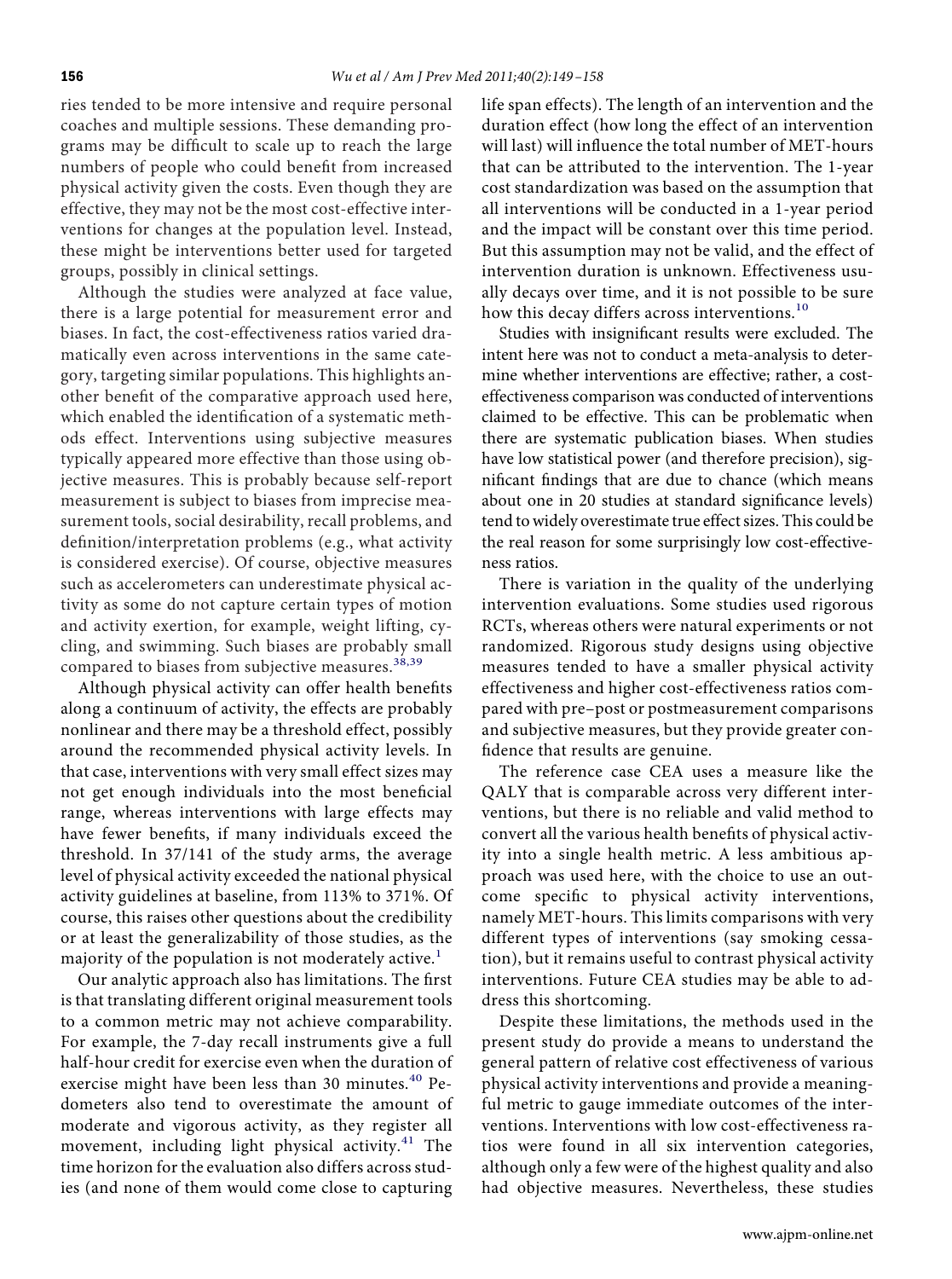ries tended to be more intensive and require personal coaches and multiple sessions. These demanding programs may be difficult to scale up to reach the large numbers of people who could benefit from increased physical activity given the costs. Even though they are effective, they may not be the most cost-effective interventions for changes at the population level. Instead, these might be interventions better used for targeted groups, possibly in clinical settings.

Although the studies were analyzed at face value, there is a large potential for measurement error and biases. In fact, the cost-effectiveness ratios varied dramatically even across interventions in the same category, targeting similar populations. This highlights another benefit of the comparative approach used here, which enabled the identification of a systematic methods effect. Interventions using subjective measures typically appeared more effective than those using objective measures. This is probably because self-report measurement is subject to biases from imprecise measurement tools, social desirability, recall problems, and definition/interpretation problems (e.g., what activity is considered exercise). Of course, objective measures such as accelerometers can underestimate physical activity as some do not capture certain types of motion and activity exertion, for example, weight lifting, cycling, and swimming. Such biases are probably small compared to biases from subjective measures.[38,39]

Although physical activity can offer health benefits along a continuum of activity, the effects are probably nonlinear and there may be a threshold effect, possibly around the recommended physical activity levels. In that case, interventions with very small effect sizes may not get enough individuals into the most beneficial range, whereas interventions with large effects may have fewer benefits, if many individuals exceed the threshold. In 37/141 of the study arms, the average level of physical activity exceeded the national physical activity guidelines at baseline, from 113% to 371%. Of course, this raises other questions about the credibility or at least the generalizability of those studies, as the majority of the population is not moderately active.[1]

Our analytic approach also has limitations. The first is that translating different original measurement tools to a common metric may not achieve comparability. For example, the 7-day recall instruments give a full half-hour credit for exercise even when the duration of exercise might have been less than 30 minutes.[40] Pedometers also tend to overestimate the amount of moderate and vigorous activity, as they register all movement, including light physical activity.[41] The time horizon for the evaluation also differs across studies (and none of them would come close to capturing life span effects). The length of an intervention and the duration effect (how long the effect of an intervention will last) will influence the total number of MET-hours that can be attributed to the intervention. The 1-year cost standardization was based on the assumption that all interventions will be conducted in a 1-year period and the impact will be constant over this time period. But this assumption may not be valid, and the effect of intervention duration is unknown. Effectiveness usually decays over time, and it is not possible to be sure how this decay differs across interventions.[10]

Studies with insignificant results were excluded. The intent here was not to conduct a meta-analysis to determine whether interventions are effective; rather, a cost-effectiveness comparison was conducted of interventions claimed to be effective. This can be problematic when there are systematic publication biases. When studies have low statistical power (and therefore precision), significant findings that are due to chance (which means about one in 20 studies at standard significance levels) tend to widely overestimate true effect sizes. This could be the real reason for some surprisingly low cost-effectiveness ratios.

There is variation in the quality of the underlying intervention evaluations. Some studies used rigorous RCTs, whereas others were natural experiments or not randomized. Rigorous study designs using objective measures tended to have a smaller physical activity effectiveness and higher cost-effectiveness ratios compared with pre–post or postmeasurement comparisons and subjective measures, but they provide greater confidence that results are genuine.

The reference case CEA uses a measure like the QALY that is comparable across very different interventions, but there is no reliable and valid method to convert all the various health benefits of physical activity into a single health metric. A less ambitious approach was used here, with the choice to use an outcome specific to physical activity interventions, namely MET-hours. This limits comparisons with very different types of interventions (say smoking cessation), but it remains useful to contrast physical activity interventions. Future CEA studies may be able to address this shortcoming.

Despite these limitations, the methods used in the present study do provide a means to understand the general pattern of relative cost effectiveness of various physical activity interventions and provide a meaningful metric to gauge immediate outcomes of the interventions. Interventions with low cost-effectiveness ratios were found in all six intervention categories, although only a few were of the highest quality and also had objective measures. Nevertheless, these studies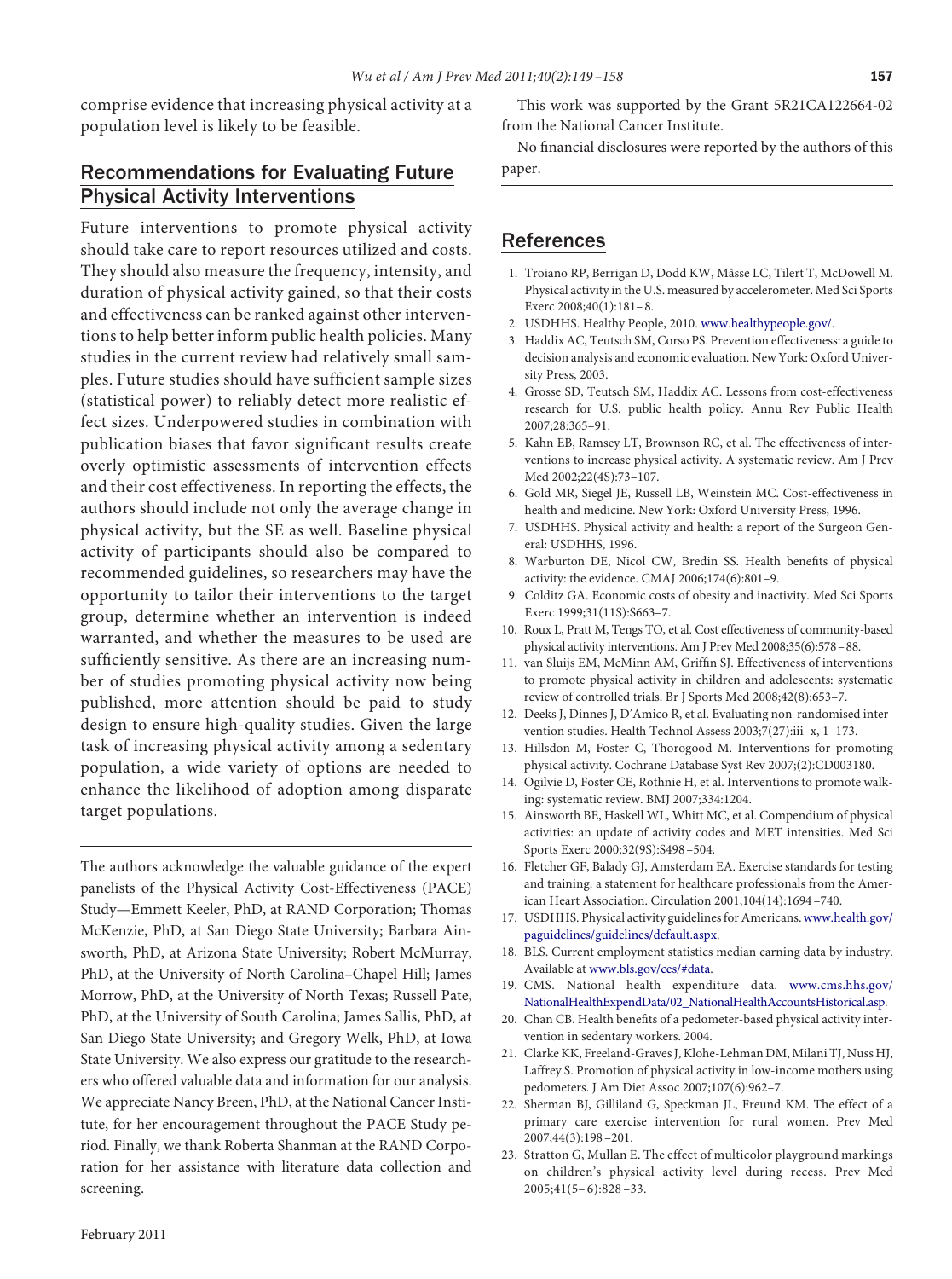comprise evidence that increasing physical activity at a population level is likely to be feasible.

## Recommendations for Evaluating Future Physical Activity Interventions

Future interventions to promote physical activity should take care to report resources utilized and costs. They should also measure the frequency, intensity, and duration of physical activity gained, so that their costs and effectiveness can be ranked against other interventions to help better inform public health policies. Many studies in the current review had relatively small samples. Future studies should have sufficient sample sizes (statistical power) to reliably detect more realistic effect sizes. Underpowered studies in combination with publication biases that favor significant results create overly optimistic assessments of intervention effects and their cost effectiveness. In reporting the effects, the authors should include not only the average change in physical activity, but the SE as well. Baseline physical activity of participants should also be compared to recommended guidelines, so researchers may have the opportunity to tailor their interventions to the target group, determine whether an intervention is indeed warranted, and whether the measures to be used are sufficiently sensitive. As there are an increasing number of studies promoting physical activity now being published, more attention should be paid to study design to ensure high-quality studies. Given the large task of increasing physical activity among a sedentary population, a wide variety of options are needed to enhance the likelihood of adoption among disparate target populations.

---

The authors acknowledge the valuable guidance of the expert panelists of the Physical Activity Cost-Effectiveness (PACE) Study—Emmett Keeler, PhD, at RAND Corporation; Thomas McKenzie, PhD, at San Diego State University; Barbara Ainsworth, PhD, at Arizona State University; Robert McMurray, PhD, at the University of North Carolina–Chapel Hill; James Morrow, PhD, at the University of North Texas; Russell Pate, PhD, at the University of South Carolina; James Sallis, PhD, at San Diego State University; and Gregory Welk, PhD, at Iowa State University. We also express our gratitude to the researchers who offered valuable data and information for our analysis. We appreciate Nancy Breen, PhD, at the National Cancer Institute, for her encouragement throughout the PACE Study period. Finally, we thank Roberta Shanman at the RAND Corporation for her assistance with literature data collection and screening.

This work was supported by the Grant 5R21CA122664-02 from the National Cancer Institute.

No financial disclosures were reported by the authors of this paper.

---

## References

1. Troiano RP, Berrigan D, Dodd KW, Mâsse LC, Tilert T, McDowell M. Physical activity in the U.S. measured by accelerometer. Med Sci Sports Exerc 2008;40(1):181–8.
2. USDHHS. Healthy People, 2010. www.healthypeople.gov/.
3. Haddix AC, Teutsch SM, Corso PS. Prevention effectiveness: a guide to decision analysis and economic evaluation. New York: Oxford University Press, 2003.
4. Grosse SD, Teutsch SM, Haddix AC. Lessons from cost-effectiveness research for U.S. public health policy. Annu Rev Public Health 2007;28:365–91.
5. Kahn EB, Ramsey LT, Brownson RC, et al. The effectiveness of interventions to increase physical activity. A systematic review. Am J Prev Med 2002;22(4S):73–107.
6. Gold MR, Siegel JE, Russell LB, Weinstein MC. Cost-effectiveness in health and medicine. New York: Oxford University Press, 1996.
7. USDHHS. Physical activity and health: a report of the Surgeon General: USDHHS, 1996.
8. Warburton DE, Nicol CW, Bredin SS. Health benefits of physical activity: the evidence. CMAJ 2006;174(6):801–9.
9. Colditz GA. Economic costs of obesity and inactivity. Med Sci Sports Exerc 1999;31(11S):S663–7.
10. Roux L, Pratt M, Tengs TO, et al. Cost effectiveness of community-based physical activity interventions. Am J Prev Med 2008;35(6):578–88.
11. van Sluijs EM, McMinn AM, Griffin SJ. Effectiveness of interventions to promote physical activity in children and adolescents: systematic review of controlled trials. Br J Sports Med 2008;42(8):653–7.
12. Deeks J, Dinnes J, D'Amico R, et al. Evaluating non-randomised intervention studies. Health Technol Assess 2003;7(27):iii–x, 1–173.
13. Hillsdon M, Foster C, Thorogood M. Interventions for promoting physical activity. Cochrane Database Syst Rev 2007;(2):CD003180.
14. Ogilvie D, Foster CE, Rothnie H, et al. Interventions to promote walking: systematic review. BMJ 2007;334:1204.
15. Ainsworth BE, Haskell WL, Whitt MC, et al. Compendium of physical activities: an update of activity codes and MET intensities. Med Sci Sports Exerc 2000;32(9S):S498–504.
16. Fletcher GF, Balady GJ, Amsterdam EA. Exercise standards for testing and training: a statement for healthcare professionals from the American Heart Association. Circulation 2001;104(14):1694–740.
17. USDHHS. Physical activity guidelines for Americans. www.health.gov/paguidelines/guidelines/default.aspx.
18. BLS. Current employment statistics median earning data by industry. Available at www.bls.gov/ces/#data.
19. CMS. National health expenditure data. www.cms.hhs.gov/NationalHealthExpendData/02_NationalHealthAccountsHistorical.asp.
20. Chan CB. Health benefits of a pedometer-based physical activity intervention in sedentary workers. 2004.
21. Clarke KK, Freeland-Graves J, Klohe-Lehman DM, Milani TJ, Nuss HJ, Laffrey S. Promotion of physical activity in low-income mothers using pedometers. J Am Diet Assoc 2007;107(6):962–7.
22. Sherman BJ, Gilliland G, Speckman JL, Freund KM. The effect of a primary care exercise intervention for rural women. Prev Med 2007;44(3):198–201.
23. Stratton G, Mullan E. The effect of multicolor playground markings on children's physical activity level during recess. Prev Med 2005;41(5–6):828–33.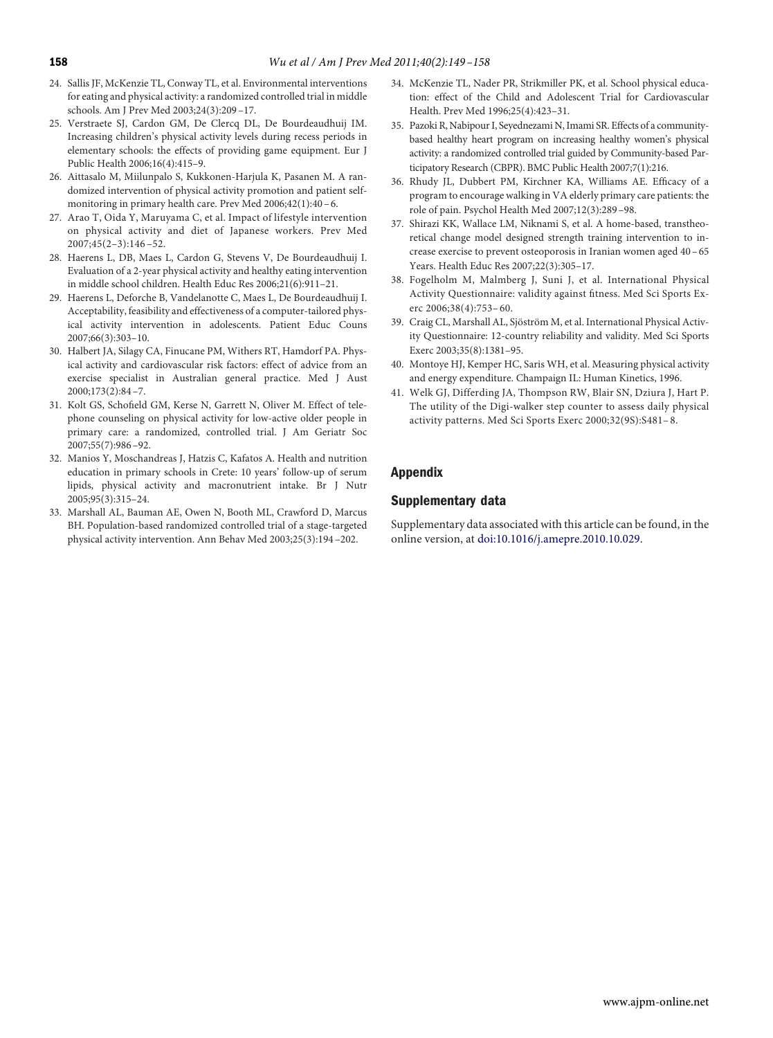24. Sallis JF, McKenzie TL, Conway TL, et al. Environmental interventions for eating and physical activity: a randomized controlled trial in middle schools. Am J Prev Med 2003;24(3):209–17.
25. Verstraete SJ, Cardon GM, De Clercq DL, De Bourdeaudhuij IM. Increasing children's physical activity levels during recess periods in elementary schools: the effects of providing game equipment. Eur J Public Health 2006;16(4):415–9.
26. Aittasalo M, Miilunpalo S, Kukkonen-Harjula K, Pasanen M. A randomized intervention of physical activity promotion and patient self-monitoring in primary health care. Prev Med 2006;42(1):40–6.
27. Arao T, Oida Y, Maruyama C, et al. Impact of lifestyle intervention on physical activity and diet of Japanese workers. Prev Med 2007;45(2–3):146–52.
28. Haerens L, DB, Maes L, Cardon G, Stevens V, De Bourdeaudhuij I. Evaluation of a 2-year physical activity and healthy eating intervention in middle school children. Health Educ Res 2006;21(6):911–21.
29. Haerens L, Deforche B, Vandelanotte C, Maes L, De Bourdeaudhuij I. Acceptability, feasibility and effectiveness of a computer-tailored physical activity intervention in adolescents. Patient Educ Couns 2007;66(3):303–10.
30. Halbert JA, Silagy CA, Finucane PM, Withers RT, Hamdorf PA. Physical activity and cardiovascular risk factors: effect of advice from an exercise specialist in Australian general practice. Med J Aust 2000;173(2):84–7.
31. Kolt GS, Schofield GM, Kerse N, Garrett N, Oliver M. Effect of telephone counseling on physical activity for low-active older people in primary care: a randomized, controlled trial. J Am Geriatr Soc 2007;55(7):986–92.
32. Manios Y, Moschandreas J, Hatzis C, Kafatos A. Health and nutrition education in primary schools in Crete: 10 years' follow-up of serum lipids, physical activity and macronutrient intake. Br J Nutr 2005;95(3):315–24.
33. Marshall AL, Bauman AE, Owen N, Booth ML, Crawford D, Marcus BH. Population-based randomized controlled trial of a stage-targeted physical activity intervention. Ann Behav Med 2003;25(3):194–202.
34. McKenzie TL, Nader PR, Strikmiller PK, et al. School physical education: effect of the Child and Adolescent Trial for Cardiovascular Health. Prev Med 1996;25(4):423–31.
35. Pazoki R, Nabipour I, Seyednezami N, Imami SR. Effects of a community-based healthy heart program on increasing healthy women's physical activity: a randomized controlled trial guided by Community-based Participatory Research (CBPR). BMC Public Health 2007;7(1):216.
36. Rhudy JL, Dubbert PM, Kirchner KA, Williams AE. Efficacy of a program to encourage walking in VA elderly primary care patients: the role of pain. Psychol Health Med 2007;12(3):289–98.
37. Shirazi KK, Wallace LM, Niknami S, et al. A home-based, transtheoretical change model designed strength training intervention to increase exercise to prevent osteoporosis in Iranian women aged 40–65 Years. Health Educ Res 2007;22(3):305–17.
38. Fogelholm M, Malmberg J, Suni J, et al. International Physical Activity Questionnaire: validity against fitness. Med Sci Sports Exerc 2006;38(4):753–60.
39. Craig CL, Marshall AL, Sjöström M, et al. International Physical Activity Questionnaire: 12-country reliability and validity. Med Sci Sports Exerc 2003;35(8):1381–95.
40. Montoye HJ, Kemper HC, Saris WH, et al. Measuring physical activity and energy expenditure. Champaign IL: Human Kinetics, 1996.
41. Welk GJ, Differding JA, Thompson RW, Blair SN, Dziura J, Hart P. The utility of the Digi-walker step counter to assess daily physical activity patterns. Med Sci Sports Exerc 2000;32(9S):S481–8.

## Appendix

### Supplementary data

Supplementary data associated with this article can be found, in the online version, at doi:10.1016/j.amepre.2010.10.029.